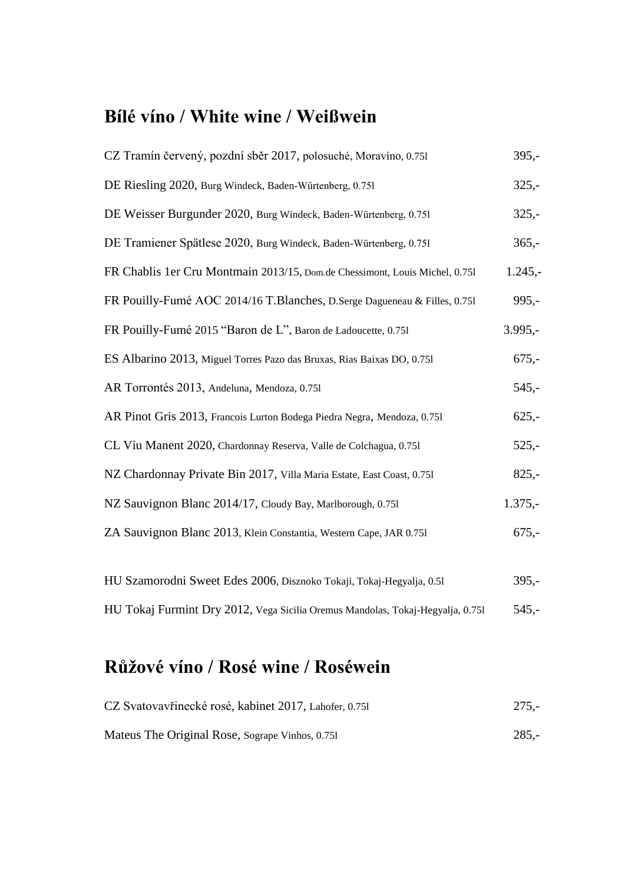## Bílé víno / White wine / Weißwein

| | |
|---|---|
| CZ Tramín červený, pozdní sběr 2017, polosuché, Moravíno, 0.75l | 395,- |
| DE Riesling 2020, Burg Windeck, Baden-Würtenberg, 0.75l | 325,- |
| DE Weisser Burgunder 2020, Burg Windeck, Baden-Würtenberg, 0.75l | 325,- |
| DE Tramiener Spätlese 2020, Burg Windeck, Baden-Würtenberg, 0.75l | 365,- |
| FR Chablis 1er Cru Montmain 2013/15, Dom.de Chessimont, Louis Michel, 0.75l | 1.245,- |
| FR Pouilly-Fumé AOC 2014/16 T.Blanches, D.Serge Dagueneau & Filles, 0.75l | 995,- |
| FR Pouilly-Fumé 2015 "Baron de L", Baron de Ladoucette, 0.75l | 3.995,- |
| ES Albarino 2013, Miguel Torres Pazo das Bruxas, Rias Baixas DO, 0.75l | 675,- |
| AR Torrontés 2013, Andeluna, Mendoza, 0.75l | 545,- |
| AR Pinot Gris 2013, Francois Lurton Bodega Piedra Negra, Mendoza, 0.75l | 625,- |
| CL Viu Manent 2020, Chardonnay Reserva, Valle de Colchagua, 0.75l | 525,- |
| NZ Chardonnay Private Bin 2017, Villa Maria Estate, East Coast, 0.75l | 825,- |
| NZ Sauvignon Blanc 2014/17, Cloudy Bay, Marlborough, 0.75l | 1.375,- |
| ZA Sauvignon Blanc 2013, Klein Constantia, Western Cape, JAR 0.75l | 675,- |
| HU Szamorodni Sweet Edes 2006, Disznoko Tokaji, Tokaj-Hegyalja, 0.5l | 395,- |
| HU Tokaj Furmint Dry 2012, Vega Sicilia Oremus Mandolas, Tokaj-Hegyalja, 0.75l | 545,- |

## Růžové víno / Rosé wine / Roséwein

| | |
|---|---|
| CZ Svatovavřinecké rosé, kabinet 2017, Lahofer, 0.75l | 275,- |
| Mateus The Original Rose, Sogrape Vinhos, 0.75l | 285,- |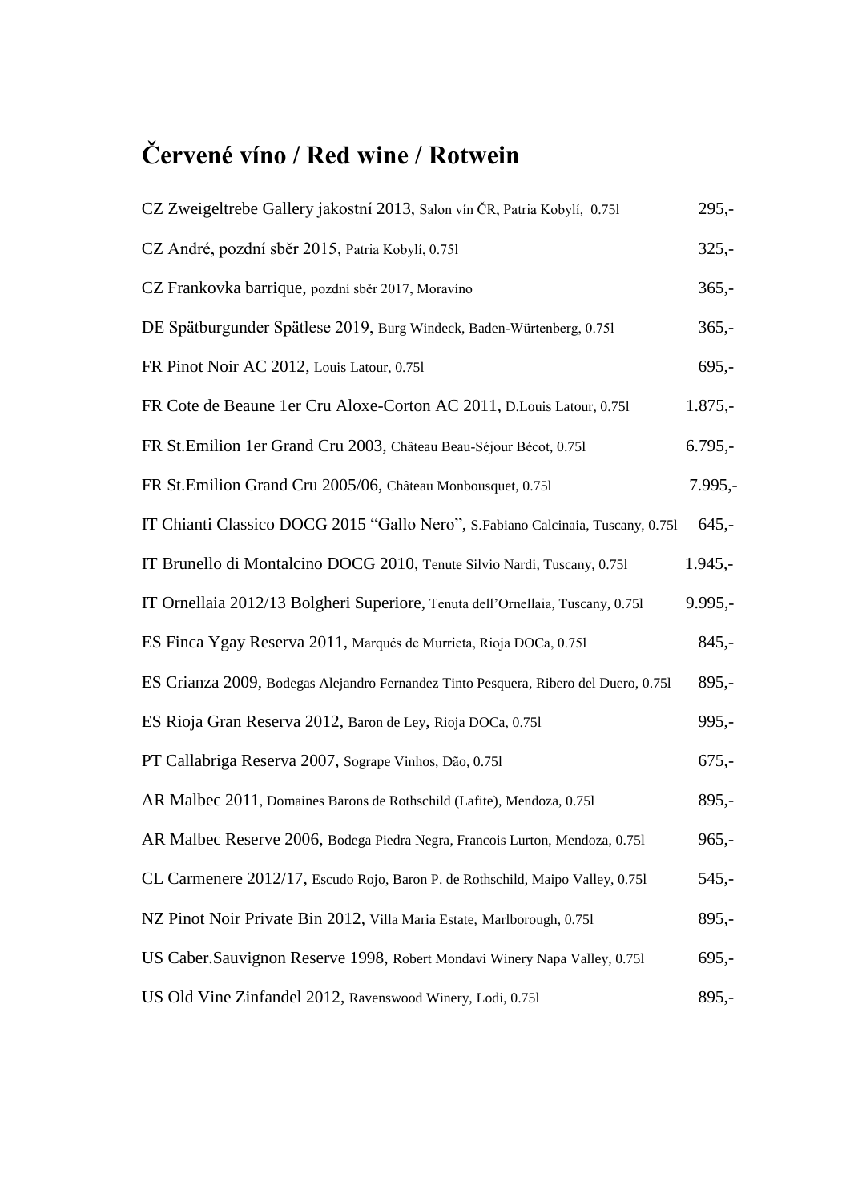# Červené víno / Red wine / Rotwein

| | |
|---|---|
| CZ Zweigeltrebe Gallery jakostní 2013, Salon vín ČR, Patria Kobylí, 0.75l | 295,- |
| CZ André, pozdní sběr 2015, Patria Kobylí, 0.75l | 325,- |
| CZ Frankovka barrique, pozdní sběr 2017, Moravíno | 365,- |
| DE Spätburgunder Spätlese 2019, Burg Windeck, Baden-Würtenberg, 0.75l | 365,- |
| FR Pinot Noir AC 2012, Louis Latour, 0.75l | 695,- |
| FR Cote de Beaune 1er Cru Aloxe-Corton AC 2011, D.Louis Latour, 0.75l | 1.875,- |
| FR St.Emilion 1er Grand Cru 2003, Château Beau-Séjour Bécot, 0.75l | 6.795,- |
| FR St.Emilion Grand Cru 2005/06, Château Monbousquet, 0.75l | 7.995,- |
| IT Chianti Classico DOCG 2015 "Gallo Nero", S.Fabiano Calcinaia, Tuscany, 0.75l | 645,- |
| IT Brunello di Montalcino DOCG 2010, Tenute Silvio Nardi, Tuscany, 0.75l | 1.945,- |
| IT Ornellaia 2012/13 Bolgheri Superiore, Tenuta dell'Ornellaia, Tuscany, 0.75l | 9.995,- |
| ES Finca Ygay Reserva 2011, Marqués de Murrieta, Rioja DOCa, 0.75l | 845,- |
| ES Crianza 2009, Bodegas Alejandro Fernandez Tinto Pesquera, Ribero del Duero, 0.75l | 895,- |
| ES Rioja Gran Reserva 2012, Baron de Ley, Rioja DOCa, 0.75l | 995,- |
| PT Callabriga Reserva 2007, Sogrape Vinhos, Dão, 0.75l | 675,- |
| AR Malbec 2011, Domaines Barons de Rothschild (Lafite), Mendoza, 0.75l | 895,- |
| AR Malbec Reserve 2006, Bodega Piedra Negra, Francois Lurton, Mendoza, 0.75l | 965,- |
| CL Carmenere 2012/17, Escudo Rojo, Baron P. de Rothschild, Maipo Valley, 0.75l | 545,- |
| NZ Pinot Noir Private Bin 2012, Villa Maria Estate, Marlborough, 0.75l | 895,- |
| US Caber.Sauvignon Reserve 1998, Robert Mondavi Winery Napa Valley, 0.75l | 695,- |
| US Old Vine Zinfandel 2012, Ravenswood Winery, Lodi, 0.75l | 895,- |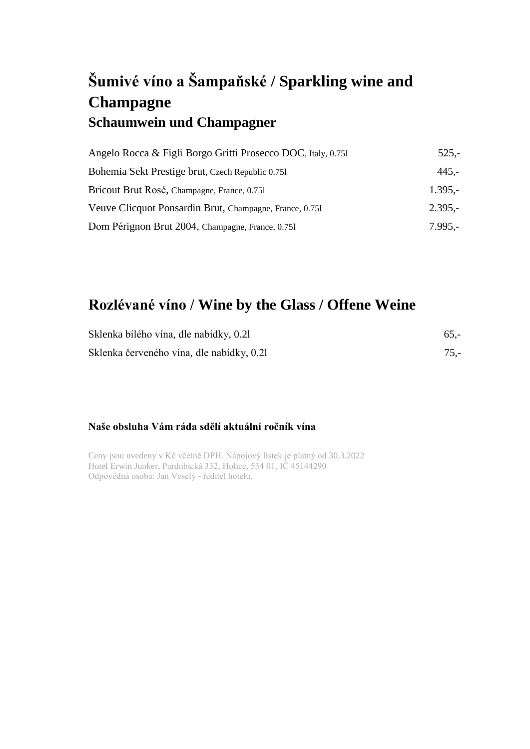## Šumivé víno a Šampaňské / Sparkling wine and Champagne
### Schaumwein und Champagner

| | |
|---|---|
| Angelo Rocca & Figli Borgo Gritti Prosecco DOC, Italy, 0.75l | 525,- |
| Bohemia Sekt Prestige brut, Czech Republic 0.75l | 445,- |
| Bricout Brut Rosé, Champagne, France, 0.75l | 1.395,- |
| Veuve Clicquot Ponsardin Brut, Champagne, France, 0.75l | 2.395,- |
| Dom Pérignon Brut 2004, Champagne, France, 0.75l | 7.995,- |

## Rozlévané víno / Wine by the Glass / Offene Weine

| | |
|---|---|
| Sklenka bílého vína, dle nabídky, 0.2l | 65,- |
| Sklenka červeného vína, dle nabídky, 0.2l | 75,- |

**Naše obsluha Vám ráda sdělí aktuální ročník vína**

Ceny jsou uvedeny v Kč včetně DPH. Nápojový lístek je platný od 30.3.2022
Hotel Erwin Junker, Pardubická 332, Holice, 534 01, IČ 45144290
Odpovědná osoba: Jan Veselý - ředitel hotelu.